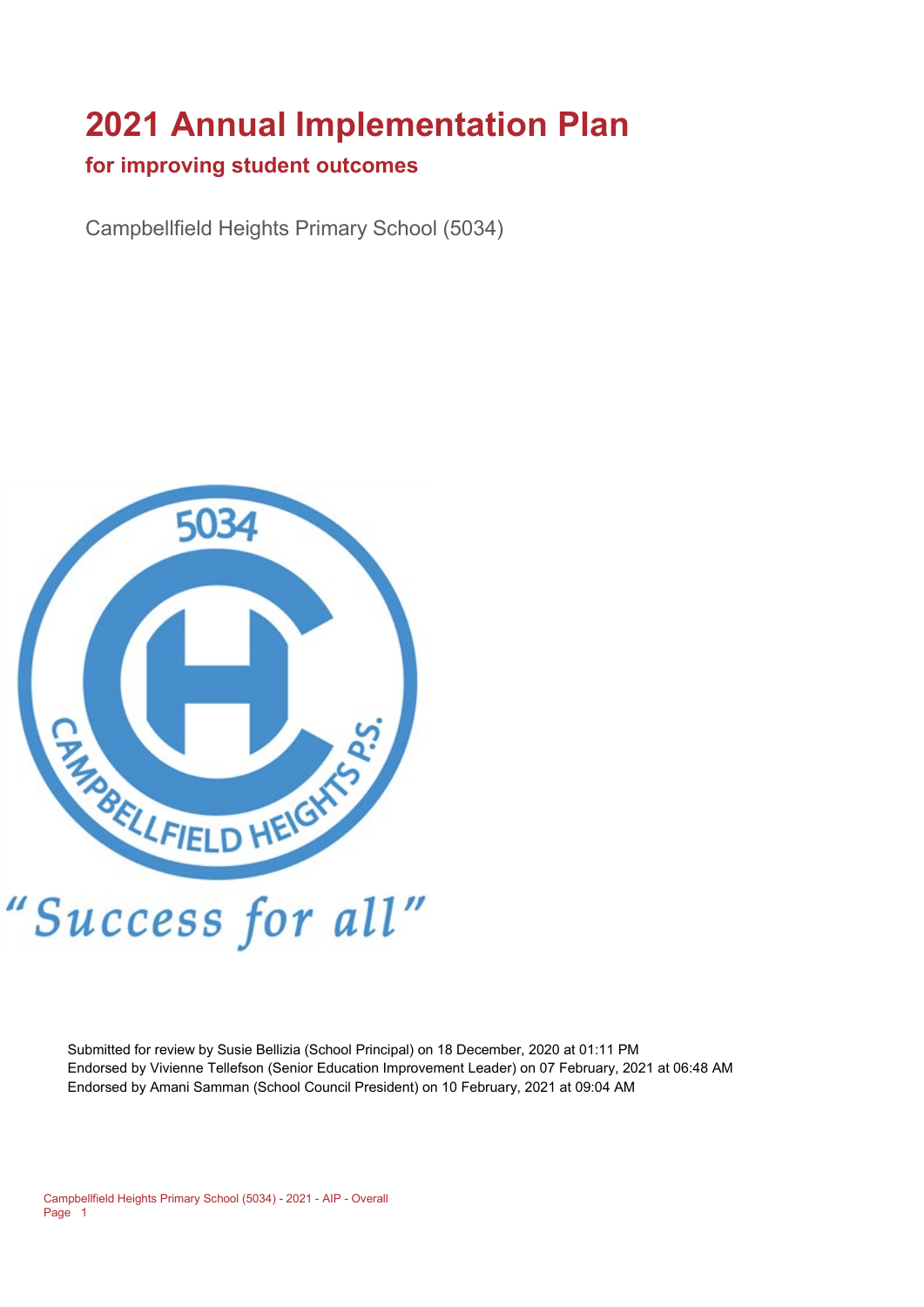# 2021 Annual Implementation Plan

## for improving student outcomes

Campbellfield Heights Primary School (5034)

"Success for all"

Submitted for review by Susie Bellizia (School Principal) on 18 December, 2020 at 01:11 PM
Endorsed by Vivienne Tellefson (Senior Education Improvement Leader) on 07 February, 2021 at 06:48 AM
Endorsed by Amani Samman (School Council President) on 10 February, 2021 at 09:04 AM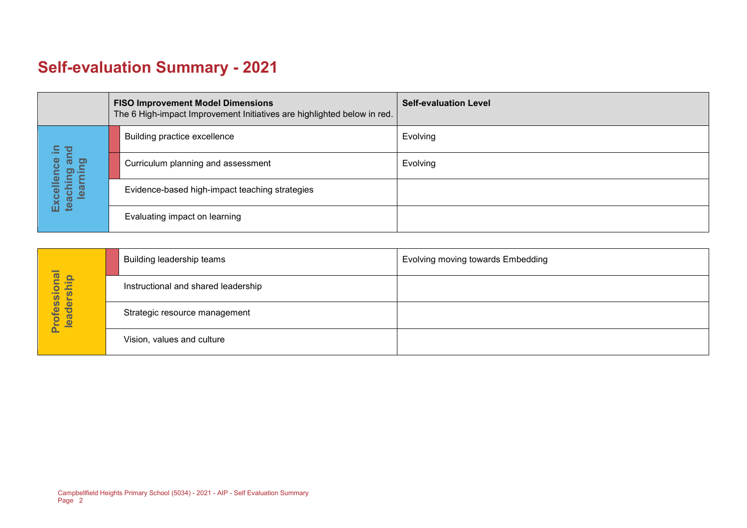# Self-evaluation Summary - 2021

| | FISO Improvement Model Dimensions<br>The 6 High-impact Improvement Initiatives are highlighted below in red. | Self-evaluation Level |
|---|---|---|
| Excellence in teaching and learning | Building practice excellence | Evolving |
| | Curriculum planning and assessment | Evolving |
| | Evidence-based high-impact teaching strategies | |
| | Evaluating impact on learning | |

| | | |
|---|---|---|
| Professional leadership | Building leadership teams | Evolving moving towards Embedding |
| | Instructional and shared leadership | |
| | Strategic resource management | |
| | Vision, values and culture | |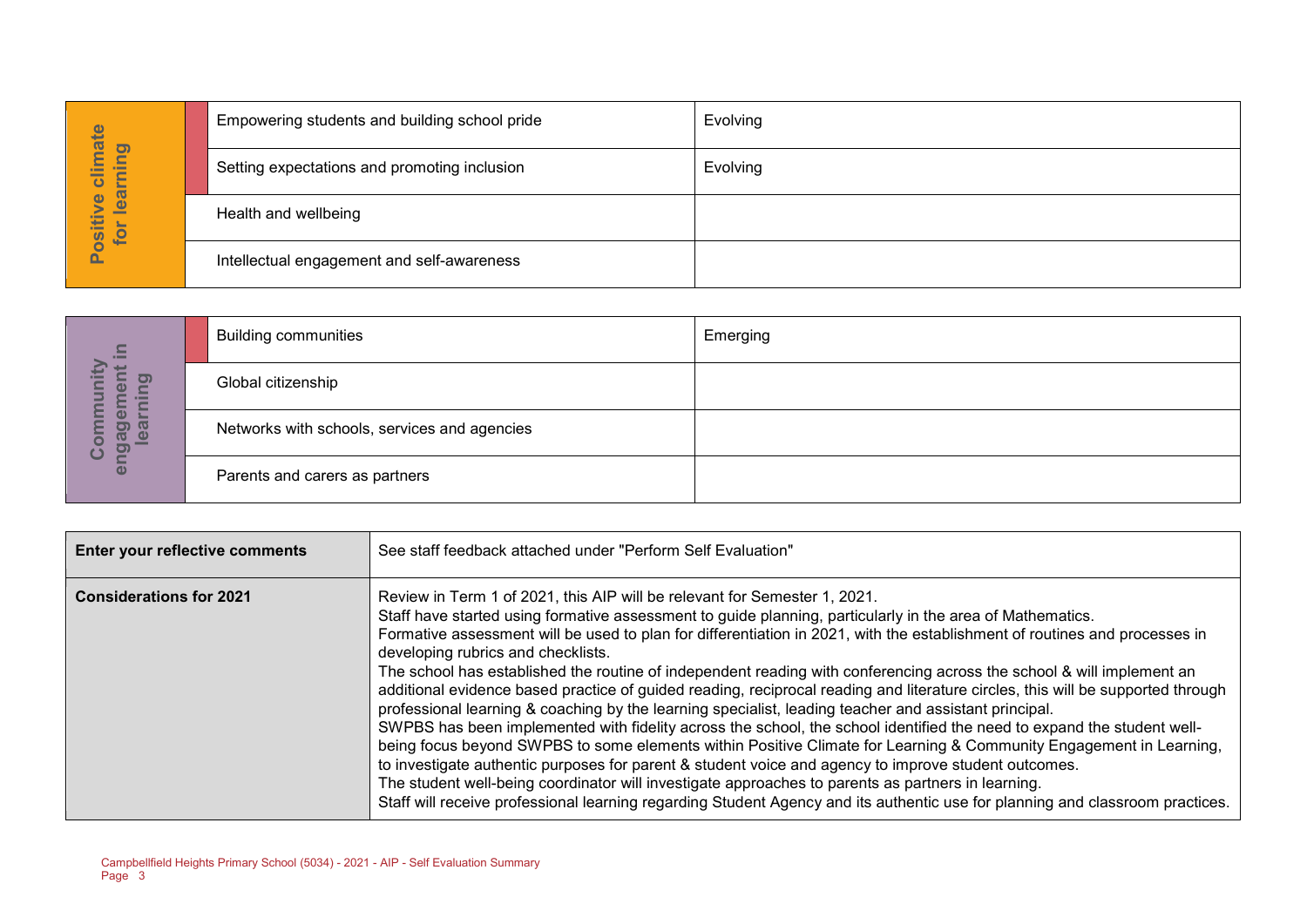| Positive climate for learning | | |
|---|---|---|
| | Empowering students and building school pride | Evolving |
| | Setting expectations and promoting inclusion | Evolving |
| | Health and wellbeing | |
| | Intellectual engagement and self-awareness | |

| Community engagement in learning | | |
|---|---|---|
| | Building communities | Emerging |
| | Global citizenship | |
| | Networks with schools, services and agencies | |
| | Parents and carers as partners | |

| **Enter your reflective comments** | See staff feedback attached under "Perform Self Evaluation" |
|---|---|
| **Considerations for 2021** | Review in Term 1 of 2021, this AIP will be relevant for Semester 1, 2021.<br>Staff have started using formative assessment to guide planning, particularly in the area of Mathematics.<br>Formative assessment will be used to plan for differentiation in 2021, with the establishment of routines and processes in developing rubrics and checklists.<br>The school has established the routine of independent reading with conferencing across the school & will implement an additional evidence based practice of guided reading, reciprocal reading and literature circles, this will be supported through professional learning & coaching by the learning specialist, leading teacher and assistant principal.<br>SWPBS has been implemented with fidelity across the school, the school identified the need to expand the student well-being focus beyond SWPBS to some elements within Positive Climate for Learning & Community Engagement in Learning, to investigate authentic purposes for parent & student voice and agency to improve student outcomes.<br>The student well-being coordinator will investigate approaches to parents as partners in learning.<br>Staff will receive professional learning regarding Student Agency and its authentic use for planning and classroom practices. |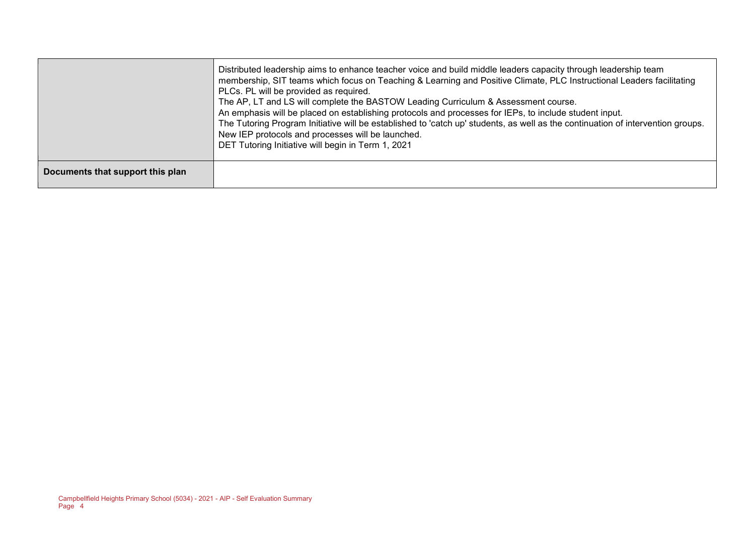| | |
|---|---|
| | Distributed leadership aims to enhance teacher voice and build middle leaders capacity through leadership team membership, SIT teams which focus on Teaching & Learning and Positive Climate, PLC Instructional Leaders facilitating PLCs. PL will be provided as required.<br>The AP, LT and LS will complete the BASTOW Leading Curriculum & Assessment course.<br>An emphasis will be placed on establishing protocols and processes for IEPs, to include student input.<br>The Tutoring Program Initiative will be established to 'catch up' students, as well as the continuation of intervention groups.<br>New IEP protocols and processes will be launched.<br>DET Tutoring Initiative will begin in Term 1, 2021 |
| **Documents that support this plan** | |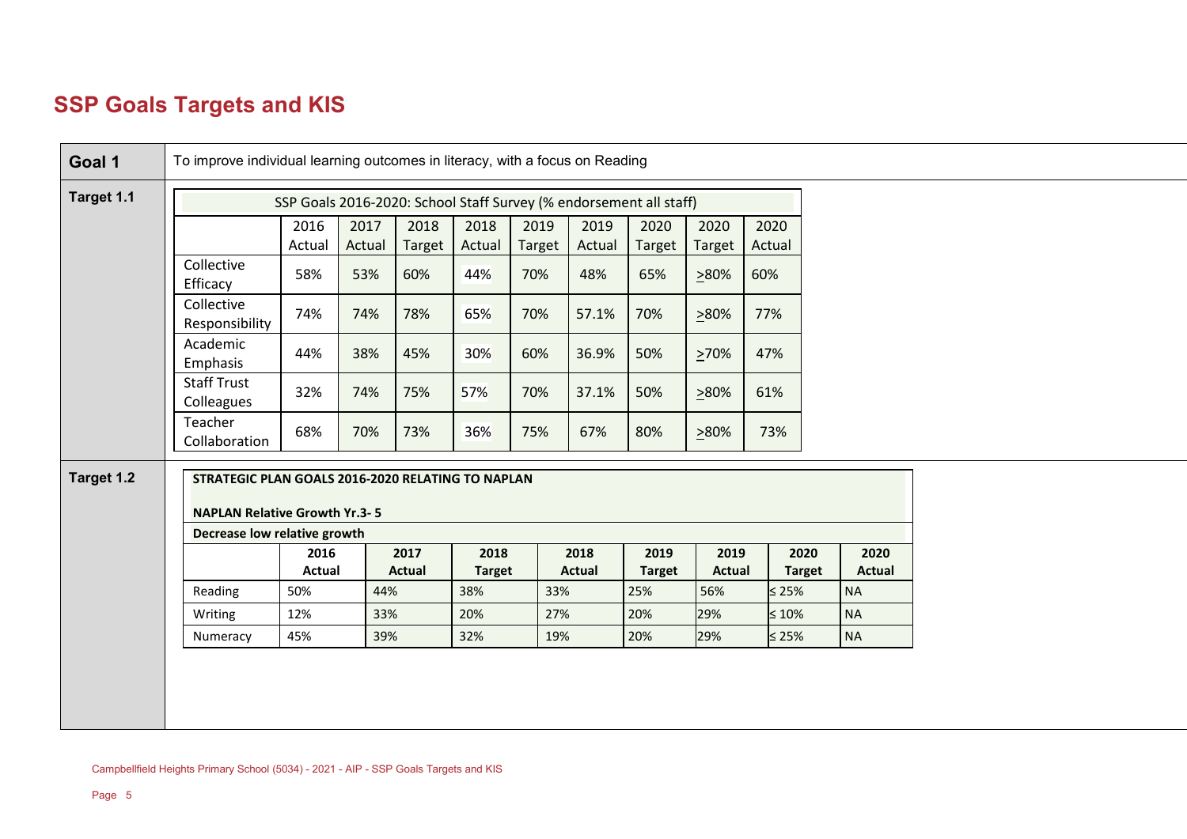## SSP Goals Targets and KIS

**Goal 1**

To improve individual learning outcomes in literacy, with a focus on Reading

**Target 1.1**

| SSP Goals 2016-2020: School Staff Survey (% endorsement all staff) | | | | | | | | | |
|---|---|---|---|---|---|---|---|---|---|
| | 2016 Actual | 2017 Actual | 2018 Target | 2018 Actual | 2019 Target | 2019 Actual | 2020 Target | 2020 Target | 2020 Actual |
| Collective Efficacy | 58% | 53% | 60% | 44% | 70% | 48% | 65% | ≥80% | 60% |
| Collective Responsibility | 74% | 74% | 78% | 65% | 70% | 57.1% | 70% | ≥80% | 77% |
| Academic Emphasis | 44% | 38% | 45% | 30% | 60% | 36.9% | 50% | ≥70% | 47% |
| Staff Trust Colleagues | 32% | 74% | 75% | 57% | 70% | 37.1% | 50% | ≥80% | 61% |
| Teacher Collaboration | 68% | 70% | 73% | 36% | 75% | 67% | 80% | ≥80% | 73% |

**Target 1.2**

| **STRATEGIC PLAN GOALS 2016-2020 RELATING TO NAPLAN** **NAPLAN Relative Growth Yr.3- 5** | | | | | | | | |
|---|---|---|---|---|---|---|---|---|
| **Decrease low relative growth** | | | | | | | | |
| | **2016 Actual** | **2017 Actual** | **2018 Target** | **2018 Actual** | **2019 Target** | **2019 Actual** | **2020 Target** | **2020 Actual** |
| Reading | 50% | 44% | 38% | 33% | 25% | 56% | ≤ 25% | NA |
| Writing | 12% | 33% | 20% | 27% | 20% | 29% | ≤ 10% | NA |
| Numeracy | 45% | 39% | 32% | 19% | 20% | 29% | ≤ 25% | NA |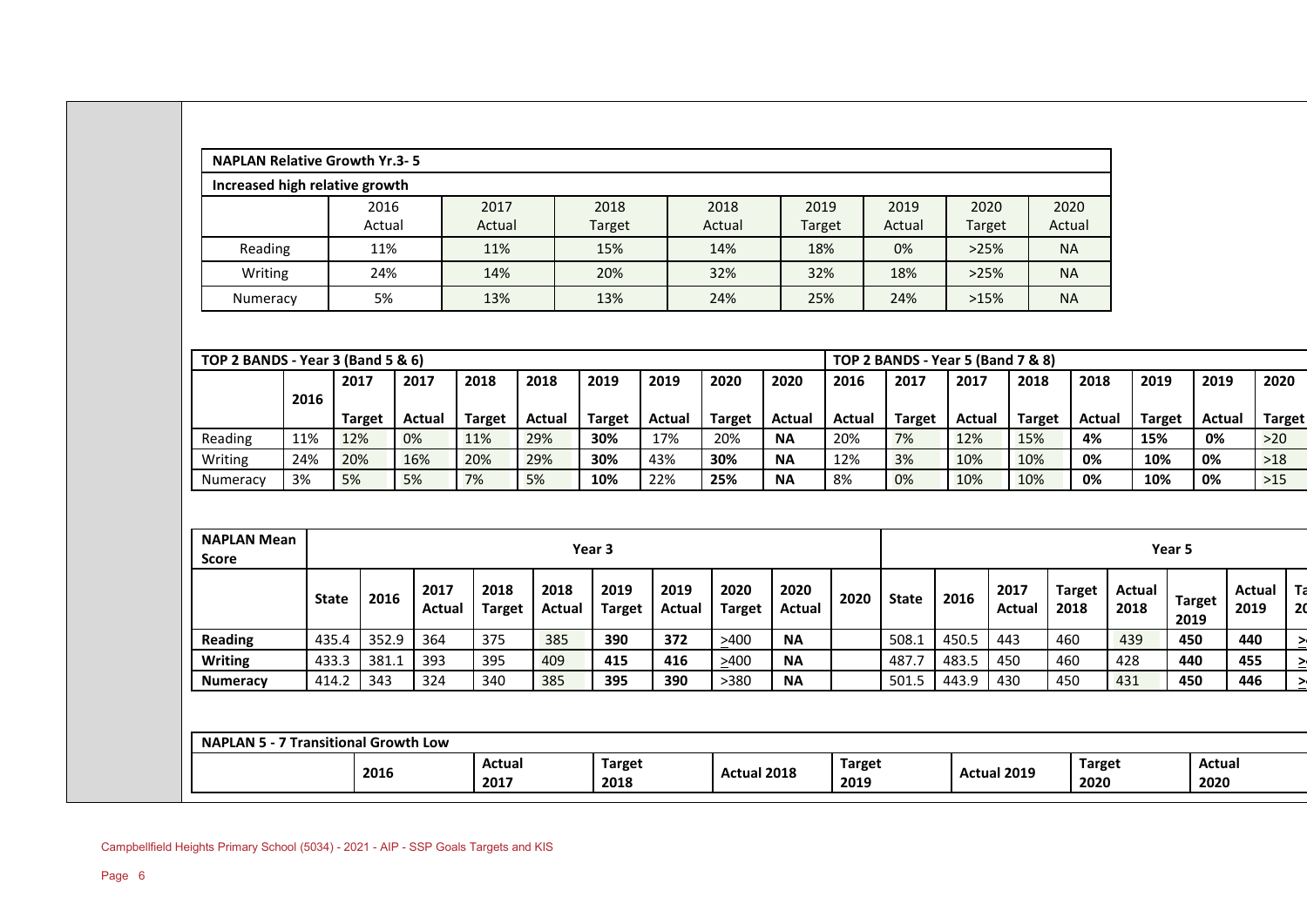| NAPLAN Relative Growth Yr.3- 5 | | | | | | | | |
|---|---|---|---|---|---|---|---|---|
| Increased high relative growth | | | | | | | | |
| | 2016 Actual | 2017 Actual | 2018 Target | 2018 Actual | 2019 Target | 2019 Actual | 2020 Target | 2020 Actual |
| Reading | 11% | 11% | 15% | 14% | 18% | 0% | >25% | NA |
| Writing | 24% | 14% | 20% | 32% | 32% | 18% | >25% | NA |
| Numeracy | 5% | 13% | 13% | 24% | 25% | 24% | >15% | NA |

| TOP 2 BANDS - Year 3 (Band 5 & 6) | | | | | | | | | | TOP 2 BANDS - Year 5 (Band 7 & 8) | | | | | | | |
|---|---|---|---|---|---|---|---|---|---|---|---|---|---|---|---|---|---|
| | 2016 | 2017 Target | 2017 Actual | 2018 Target | 2018 Actual | 2019 Target | 2019 Actual | 2020 Target | 2020 Actual | 2016 Actual | 2017 Target | 2017 Actual | 2018 Target | 2018 Actual | 2019 Target | 2019 Actual | 2020 Target |
| Reading | 11% | 12% | 0% | 11% | 29% | **30%** | 17% | 20% | **NA** | 20% | 7% | 12% | 15% | **4%** | **15%** | **0%** | >20 |
| Writing | 24% | 20% | 16% | 20% | 29% | **30%** | 43% | **30%** | **NA** | 12% | 3% | 10% | 10% | **0%** | **10%** | **0%** | >18 |
| Numeracy | 3% | 5% | 5% | 7% | 5% | **10%** | 22% | **25%** | **NA** | 8% | 0% | 10% | 10% | **0%** | **10%** | **0%** | >15 |

| NAPLAN Mean Score | Year 3 | | | | | | | | | | Year 5 | | | | | | | | |
|---|---|---|---|---|---|---|---|---|---|---|---|---|---|---|---|---|---|---|---|
| | State | 2016 | 2017 Actual | 2018 Target | 2018 Actual | 2019 Target | 2019 Actual | 2020 Target | 2020 Actual | 2020 | State | 2016 | 2017 Actual | Target 2018 | Actual 2018 | Target 2019 | Actual 2019 | Ta 20 |
| **Reading** | 435.4 | 352.9 | 364 | 375 | 385 | **390** | **372** | >400 | **NA** | | 508.1 | 450.5 | 443 | 460 | 439 | **450** | **440** | > |
| **Writing** | 433.3 | 381.1 | 393 | 395 | 409 | **415** | **416** | >400 | **NA** | | 487.7 | 483.5 | 450 | 460 | 428 | **440** | **455** | > |
| **Numeracy** | 414.2 | 343 | 324 | 340 | 385 | **395** | **390** | >380 | **NA** | | 501.5 | 443.9 | 430 | 450 | 431 | **450** | **446** | > |

| NAPLAN 5 - 7 Transitional Growth Low | | | | | | | | |
|---|---|---|---|---|---|---|---|---|
| | 2016 | Actual 2017 | Target 2018 | Actual 2018 | Target 2019 | Actual 2019 | Target 2020 | Actual 2020 |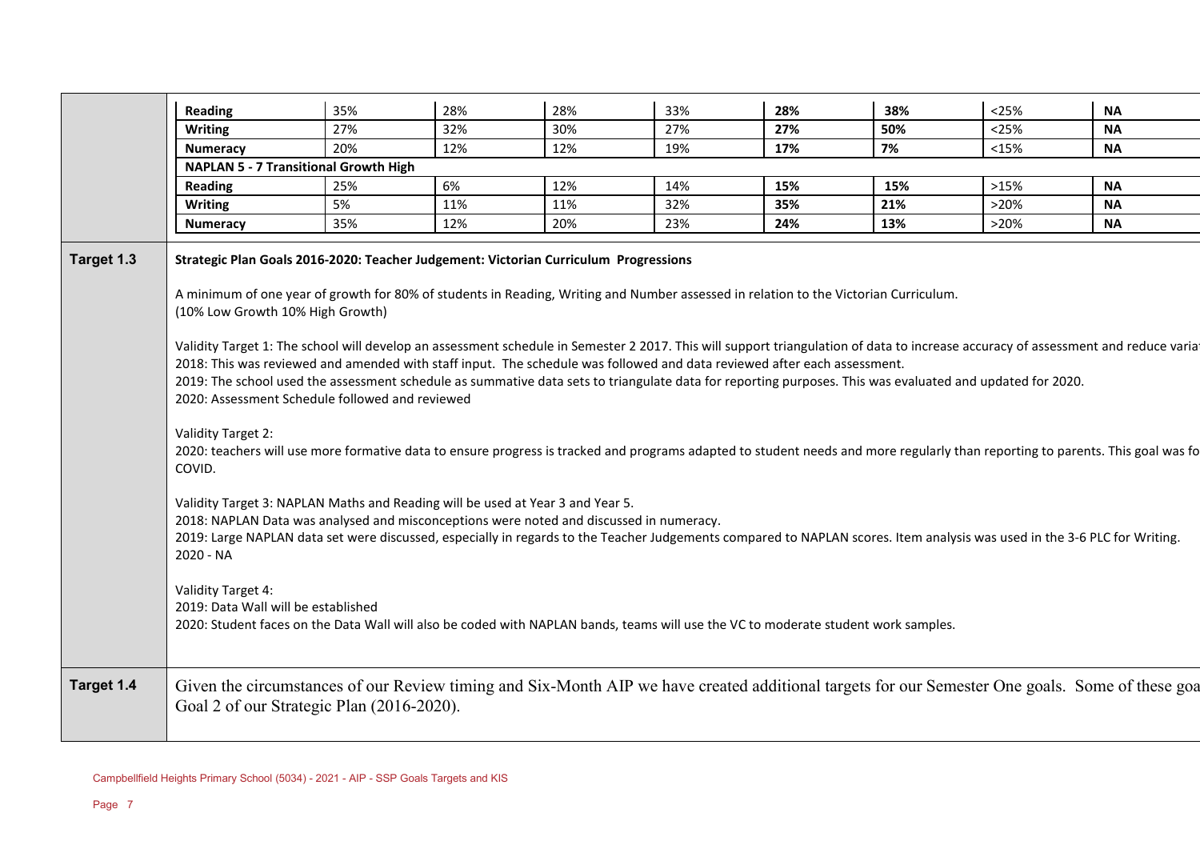| | | | | | | | | |
|---|---|---|---|---|---|---|---|---|
| **Reading** | 35% | 28% | 28% | 33% | **28%** | **38%** | <25% | **NA** |
| **Writing** | 27% | 32% | 30% | 27% | **27%** | **50%** | <25% | **NA** |
| **Numeracy** | 20% | 12% | 12% | 19% | **17%** | **7%** | <15% | **NA** |
| **NAPLAN 5 - 7 Transitional Growth High** | | | | | | | | |
| **Reading** | 25% | 6% | 12% | 14% | **15%** | **15%** | >15% | **NA** |
| **Writing** | 5% | 11% | 11% | 32% | **35%** | **21%** | >20% | **NA** |
| **Numeracy** | 35% | 12% | 20% | 23% | **24%** | **13%** | >20% | **NA** |

**Target 1.3**

**Strategic Plan Goals 2016-2020: Teacher Judgement: Victorian Curriculum Progressions**

A minimum of one year of growth for 80% of students in Reading, Writing and Number assessed in relation to the Victorian Curriculum.
(10% Low Growth 10% High Growth)

Validity Target 1: The school will develop an assessment schedule in Semester 2 2017. This will support triangulation of data to increase accuracy of assessment and reduce varia
2018: This was reviewed and amended with staff input. The schedule was followed and data reviewed after each assessment.
2019: The school used the assessment schedule as summative data sets to triangulate data for reporting purposes. This was evaluated and updated for 2020.
2020: Assessment Schedule followed and reviewed

Validity Target 2:
2020: teachers will use more formative data to ensure progress is tracked and programs adapted to student needs and more regularly than reporting to parents. This goal was fo
COVID.

Validity Target 3: NAPLAN Maths and Reading will be used at Year 3 and Year 5.
2018: NAPLAN Data was analysed and misconceptions were noted and discussed in numeracy.
2019: Large NAPLAN data set were discussed, especially in regards to the Teacher Judgements compared to NAPLAN scores. Item analysis was used in the 3-6 PLC for Writing.
2020 - NA

Validity Target 4:
2019: Data Wall will be established
2020: Student faces on the Data Wall will also be coded with NAPLAN bands, teams will use the VC to moderate student work samples.

**Target 1.4**

Given the circumstances of our Review timing and Six-Month AIP we have created additional targets for our Semester One goals. Some of these goa
Goal 2 of our Strategic Plan (2016-2020).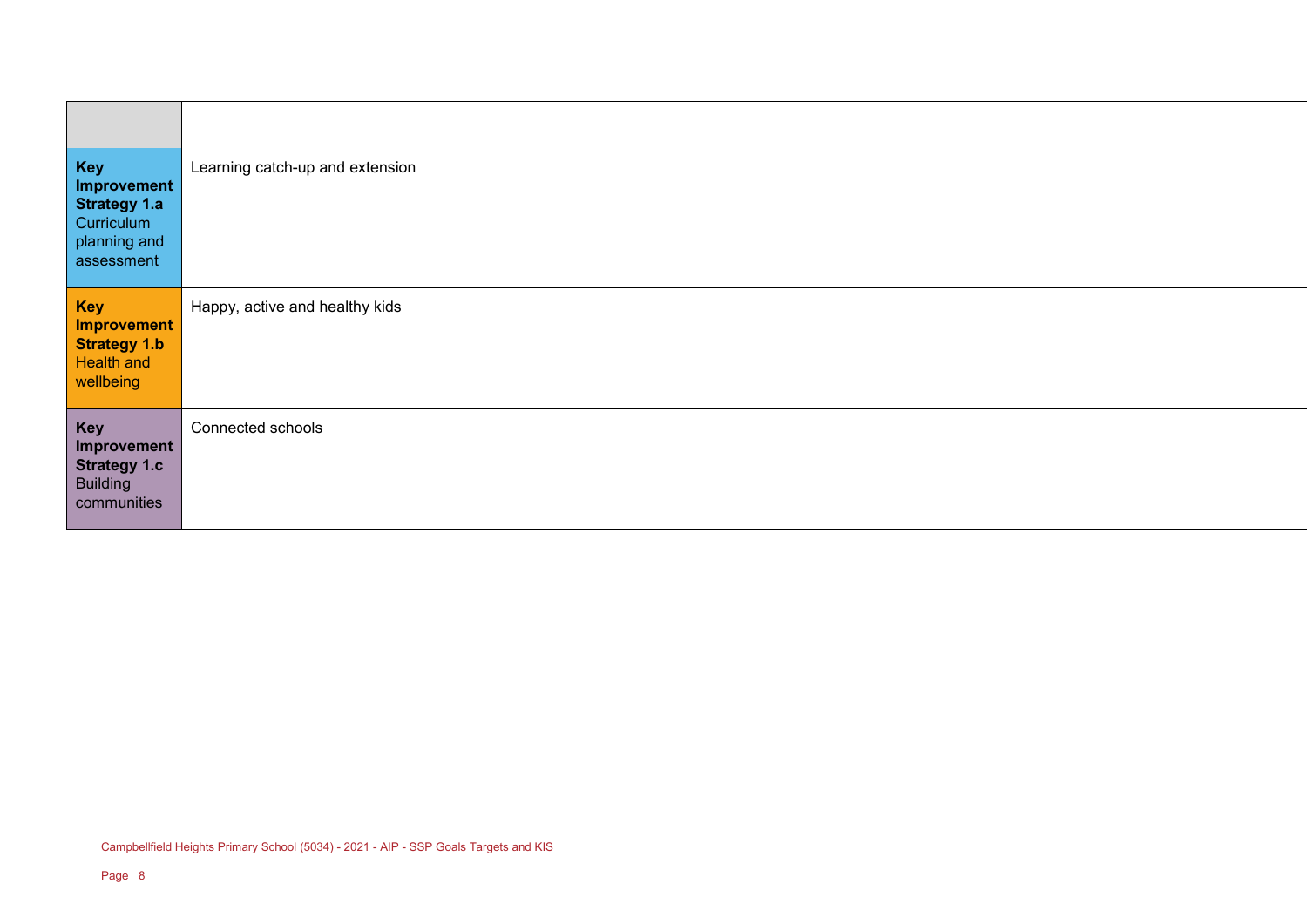| | |
|---|---|
| **Key Improvement Strategy 1.a** Curriculum planning and assessment | Learning catch-up and extension |
| **Key Improvement Strategy 1.b** Health and wellbeing | Happy, active and healthy kids |
| **Key Improvement Strategy 1.c** Building communities | Connected schools |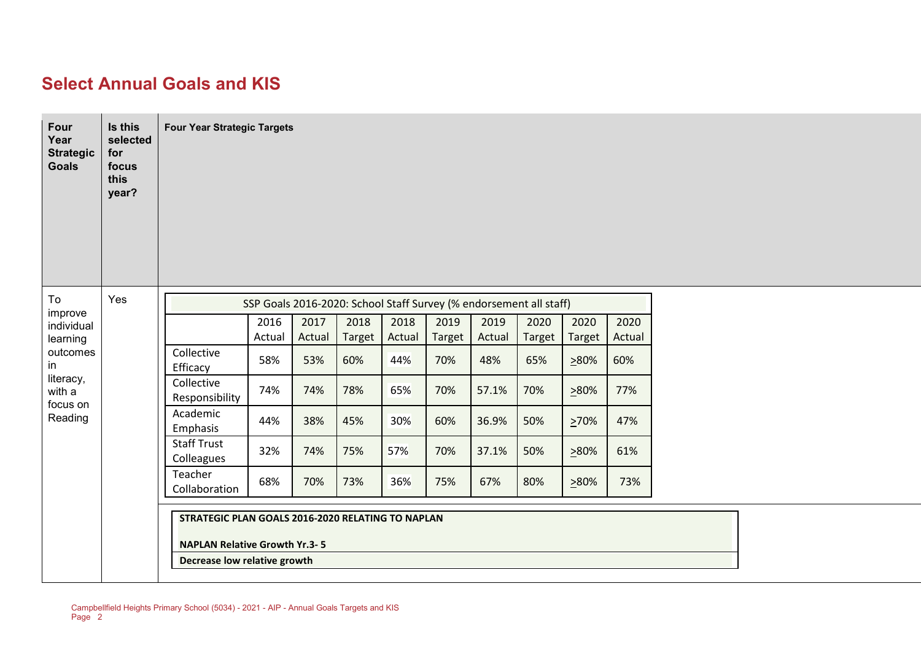## Select Annual Goals and KIS

| Four Year Strategic Goals | Is this selected for focus this year? | Four Year Strategic Targets |
|---|---|---|
| To improve individual learning outcomes in literacy, with a focus on Reading | Yes | (see tables below) |

| SSP Goals 2016-2020: School Staff Survey (% endorsement all staff) | | | | | | | | | |
|---|---|---|---|---|---|---|---|---|---|
| | 2016 Actual | 2017 Actual | 2018 Target | 2018 Actual | 2019 Target | 2019 Actual | 2020 Target | 2020 Target | 2020 Actual |
| Collective Efficacy | 58% | 53% | 60% | 44% | 70% | 48% | 65% | >80% | 60% |
| Collective Responsibility | 74% | 74% | 78% | 65% | 70% | 57.1% | 70% | >80% | 77% |
| Academic Emphasis | 44% | 38% | 45% | 30% | 60% | 36.9% | 50% | >70% | 47% |
| Staff Trust Colleagues | 32% | 74% | 75% | 57% | 70% | 37.1% | 50% | >80% | 61% |
| Teacher Collaboration | 68% | 70% | 73% | 36% | 75% | 67% | 80% | >80% | 73% |

| STRATEGIC PLAN GOALS 2016-2020 RELATING TO NAPLAN<br><br>NAPLAN Relative Growth Yr.3- 5 |
|---|
| Decrease low relative growth |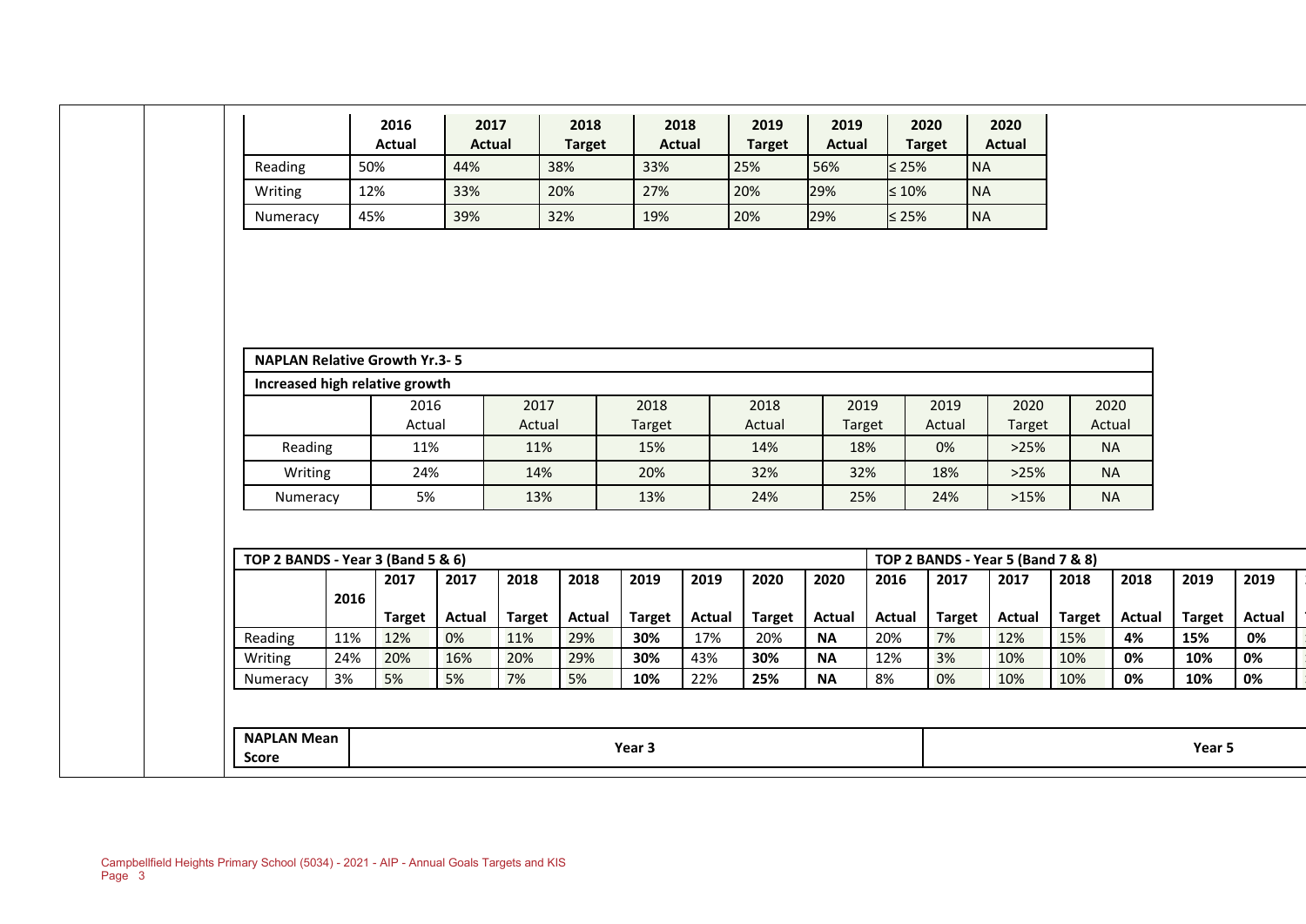| | 2016 Actual | 2017 Actual | 2018 Target | 2018 Actual | 2019 Target | 2019 Actual | 2020 Target | 2020 Actual |
|---|---|---|---|---|---|---|---|---|
| Reading | 50% | 44% | 38% | 33% | 25% | 56% | ≤ 25% | NA |
| Writing | 12% | 33% | 20% | 27% | 20% | 29% | ≤ 10% | NA |
| Numeracy | 45% | 39% | 32% | 19% | 20% | 29% | ≤ 25% | NA |

| **NAPLAN Relative Growth Yr.3- 5** | | | | | | | | |
|---|---|---|---|---|---|---|---|---|
| **Increased high relative growth** | | | | | | | | |
| | 2016 Actual | 2017 Actual | 2018 Target | 2018 Actual | 2019 Target | 2019 Actual | 2020 Target | 2020 Actual |
| Reading | 11% | 11% | 15% | 14% | 18% | 0% | >25% | NA |
| Writing | 24% | 14% | 20% | 32% | 32% | 18% | >25% | NA |
| Numeracy | 5% | 13% | 13% | 24% | 25% | 24% | >15% | NA |

| **TOP 2 BANDS - Year 3 (Band 5 & 6)** | | | | | | | | | | **TOP 2 BANDS - Year 5 (Band 7 & 8)** | | | | | | |
|---|---|---|---|---|---|---|---|---|---|---|---|---|---|---|---|---|
| | **2016** | **2017 Target** | **2017 Actual** | **2018 Target** | **2018 Actual** | **2019 Target** | **2019 Actual** | **2020 Target** | **2020 Actual** | **2016 Actual** | **2017 Target** | **2017 Actual** | **2018 Target** | **2018 Actual** | **2019 Target** | **2019 Actual** |
| Reading | 11% | 12% | 0% | 11% | 29% | **30%** | 17% | 20% | **NA** | 20% | 7% | 12% | 15% | **4%** | **15%** | **0%** |
| Writing | 24% | 20% | 16% | 20% | 29% | **30%** | 43% | **30%** | **NA** | 12% | 3% | 10% | 10% | **0%** | **10%** | **0%** |
| Numeracy | 3% | 5% | 5% | 7% | 5% | **10%** | 22% | **25%** | **NA** | 8% | 0% | 10% | 10% | **0%** | **10%** | **0%** |

| **NAPLAN Mean Score** | **Year 3** | **Year 5** |
|---|---|---|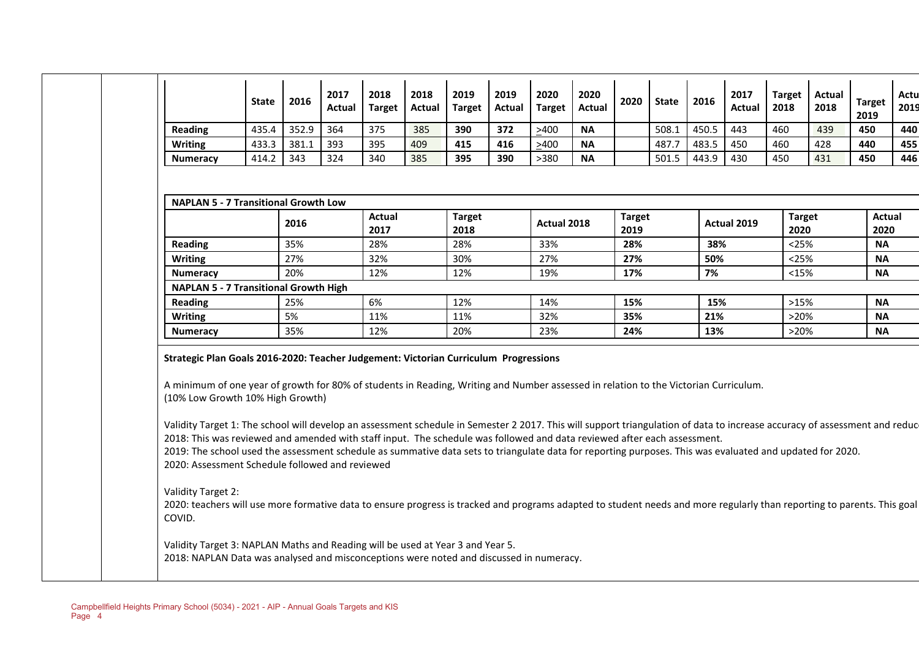| | State | 2016 | 2017 Actual | 2018 Target | 2018 Actual | 2019 Target | 2019 Actual | 2020 Target | 2020 Actual | 2020 | State | 2016 | 2017 Actual | Target 2018 | Actual 2018 | Target 2019 | Actu 2019 |
|---|---|---|---|---|---|---|---|---|---|---|---|---|---|---|---|---|---|
| **Reading** | 435.4 | 352.9 | 364 | 375 | 385 | **390** | **372** | >400 | **NA** | | 508.1 | 450.5 | 443 | 460 | 439 | **450** | **440** |
| **Writing** | 433.3 | 381.1 | 393 | 395 | 409 | **415** | **416** | >400 | **NA** | | 487.7 | 483.5 | 450 | 460 | 428 | **440** | **455** |
| **Numeracy** | 414.2 | 343 | 324 | 340 | 385 | **395** | **390** | >380 | **NA** | | 501.5 | 443.9 | 430 | 450 | 431 | **450** | **446** |

| **NAPLAN 5 - 7 Transitional Growth Low** | | | | | | | | |
|---|---|---|---|---|---|---|---|---|
| | **2016** | **Actual 2017** | **Target 2018** | **Actual 2018** | **Target 2019** | **Actual 2019** | **Target 2020** | **Actual 2020** |
| **Reading** | 35% | 28% | 28% | 33% | **28%** | **38%** | <25% | **NA** |
| **Writing** | 27% | 32% | 30% | 27% | **27%** | **50%** | <25% | **NA** |
| **Numeracy** | 20% | 12% | 12% | 19% | **17%** | **7%** | <15% | **NA** |
| **NAPLAN 5 - 7 Transitional Growth High** | | | | | | | | |
| **Reading** | 25% | 6% | 12% | 14% | **15%** | **15%** | >15% | **NA** |
| **Writing** | 5% | 11% | 11% | 32% | **35%** | **21%** | >20% | **NA** |
| **Numeracy** | 35% | 12% | 20% | 23% | **24%** | **13%** | >20% | **NA** |

**Strategic Plan Goals 2016-2020: Teacher Judgement: Victorian Curriculum Progressions**

A minimum of one year of growth for 80% of students in Reading, Writing and Number assessed in relation to the Victorian Curriculum.
(10% Low Growth 10% High Growth)

Validity Target 1: The school will develop an assessment schedule in Semester 2 2017. This will support triangulation of data to increase accuracy of assessment and reduc
2018: This was reviewed and amended with staff input. The schedule was followed and data reviewed after each assessment.
2019: The school used the assessment schedule as summative data sets to triangulate data for reporting purposes. This was evaluated and updated for 2020.
2020: Assessment Schedule followed and reviewed

Validity Target 2:
2020: teachers will use more formative data to ensure progress is tracked and programs adapted to student needs and more regularly than reporting to parents. This goal
COVID.

Validity Target 3: NAPLAN Maths and Reading will be used at Year 3 and Year 5.
2018: NAPLAN Data was analysed and misconceptions were noted and discussed in numeracy.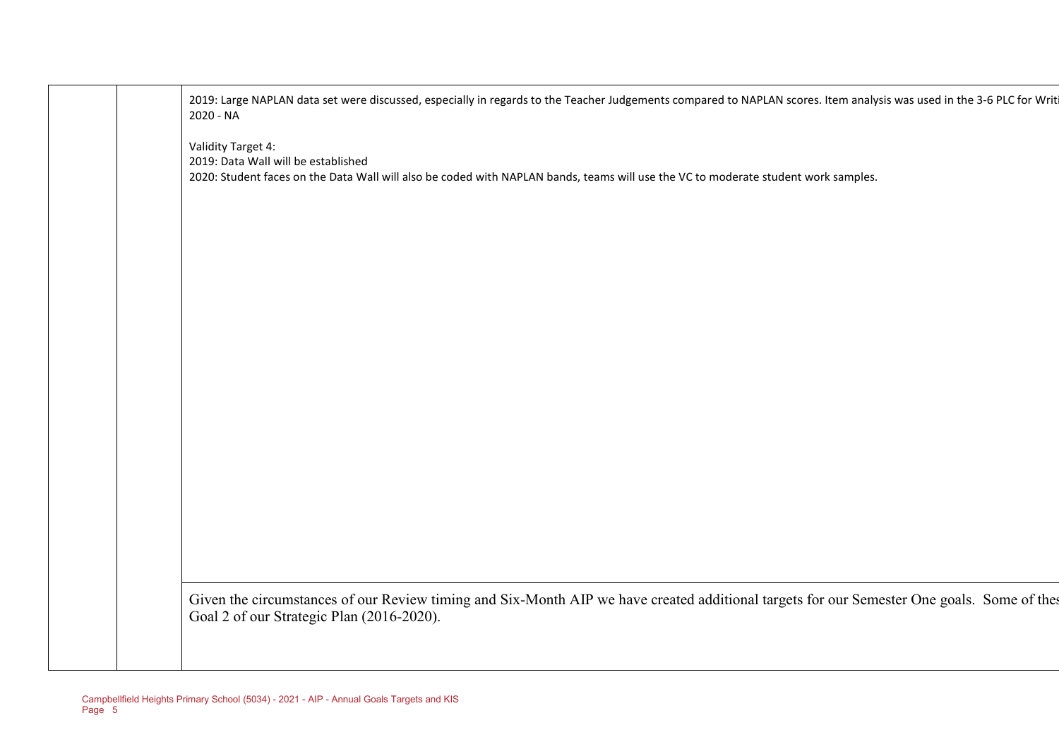| | | |
|---|---|---|
| | | 2019: Large NAPLAN data set were discussed, especially in regards to the Teacher Judgements compared to NAPLAN scores. Item analysis was used in the 3-6 PLC for Writi<br>2020 - NA<br><br>Validity Target 4:<br>2019: Data Wall will be established<br>2020: Student faces on the Data Wall will also be coded with NAPLAN bands, teams will use the VC to moderate student work samples. |
| | | Given the circumstances of our Review timing and Six-Month AIP we have created additional targets for our Semester One goals. Some of thes<br>Goal 2 of our Strategic Plan (2016-2020). |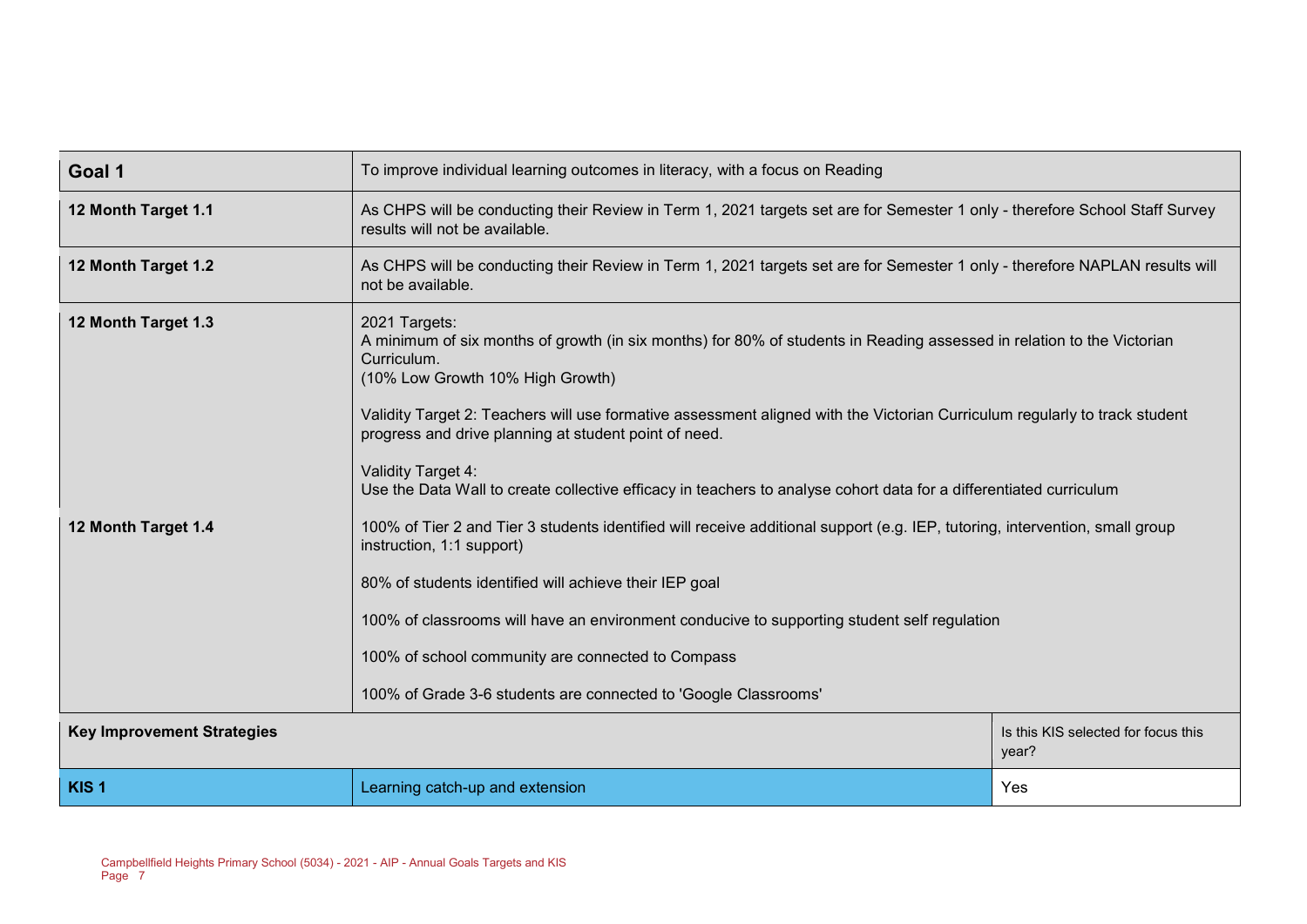| Goal 1 | To improve individual learning outcomes in literacy, with a focus on Reading | |
|---|---|---|
| 12 Month Target 1.1 | As CHPS will be conducting their Review in Term 1, 2021 targets set are for Semester 1 only - therefore School Staff Survey results will not be available. | |
| 12 Month Target 1.2 | As CHPS will be conducting their Review in Term 1, 2021 targets set are for Semester 1 only - therefore NAPLAN results will not be available. | |
| 12 Month Target 1.3 | 2021 Targets:<br>A minimum of six months of growth (in six months) for 80% of students in Reading assessed in relation to the Victorian Curriculum.<br>(10% Low Growth 10% High Growth)<br><br>Validity Target 2: Teachers will use formative assessment aligned with the Victorian Curriculum regularly to track student progress and drive planning at student point of need.<br><br>Validity Target 4:<br>Use the Data Wall to create collective efficacy in teachers to analyse cohort data for a differentiated curriculum | |
| 12 Month Target 1.4 | 100% of Tier 2 and Tier 3 students identified will receive additional support (e.g. IEP, tutoring, intervention, small group instruction, 1:1 support)<br><br>80% of students identified will achieve their IEP goal<br><br>100% of classrooms will have an environment conducive to supporting student self regulation<br><br>100% of school community are connected to Compass<br><br>100% of Grade 3-6 students are connected to 'Google Classrooms' | |
| **Key Improvement Strategies** | | Is this KIS selected for focus this year? |
| **KIS 1** | Learning catch-up and extension | Yes |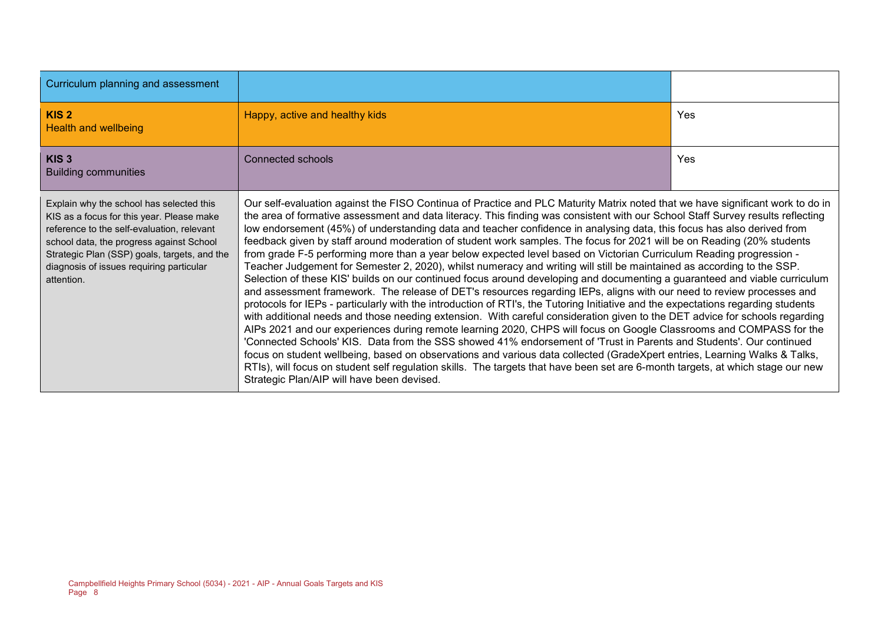| Curriculum planning and assessment | | |
|---|---|---|
| **KIS 2** Health and wellbeing | Happy, active and healthy kids | Yes |
| **KIS 3** Building communities | Connected schools | Yes |
| Explain why the school has selected this KIS as a focus for this year. Please make reference to the self-evaluation, relevant school data, the progress against School Strategic Plan (SSP) goals, targets, and the diagnosis of issues requiring particular attention. | Our self-evaluation against the FISO Continua of Practice and PLC Maturity Matrix noted that we have significant work to do in the area of formative assessment and data literacy. This finding was consistent with our School Staff Survey results reflecting low endorsement (45%) of understanding data and teacher confidence in analysing data, this focus has also derived from feedback given by staff around moderation of student work samples. The focus for 2021 will be on Reading (20% students from grade F-5 performing more than a year below expected level based on Victorian Curriculum Reading progression - Teacher Judgement for Semester 2, 2020), whilst numeracy and writing will still be maintained as according to the SSP. Selection of these KIS' builds on our continued focus around developing and documenting a guaranteed and viable curriculum and assessment framework. The release of DET's resources regarding IEPs, aligns with our need to review processes and protocols for IEPs - particularly with the introduction of RTI's, the Tutoring Initiative and the expectations regarding students with additional needs and those needing extension. With careful consideration given to the DET advice for schools regarding AIPs 2021 and our experiences during remote learning 2020, CHPS will focus on Google Classrooms and COMPASS for the 'Connected Schools' KIS. Data from the SSS showed 41% endorsement of 'Trust in Parents and Students'. Our continued focus on student wellbeing, based on observations and various data collected (GradeXpert entries, Learning Walks & Talks, RTIs), will focus on student self regulation skills. The targets that have been set are 6-month targets, at which stage our new Strategic Plan/AIP will have been devised. | |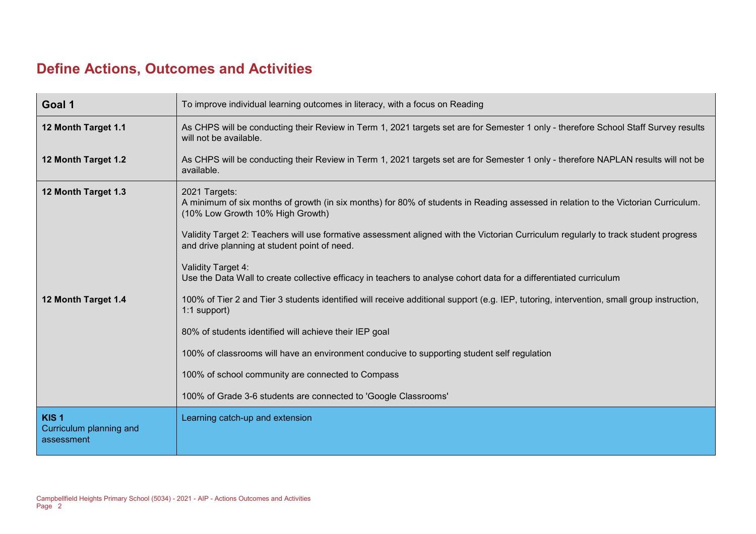# Define Actions, Outcomes and Activities

| Goal 1 | To improve individual learning outcomes in literacy, with a focus on Reading |
|---|---|
| **12 Month Target 1.1** | As CHPS will be conducting their Review in Term 1, 2021 targets set are for Semester 1 only - therefore School Staff Survey results will not be available. |
| **12 Month Target 1.2** | As CHPS will be conducting their Review in Term 1, 2021 targets set are for Semester 1 only - therefore NAPLAN results will not be available. |
| **12 Month Target 1.3** | 2021 Targets:<br>A minimum of six months of growth (in six months) for 80% of students in Reading assessed in relation to the Victorian Curriculum. (10% Low Growth 10% High Growth)<br><br>Validity Target 2: Teachers will use formative assessment aligned with the Victorian Curriculum regularly to track student progress and drive planning at student point of need.<br><br>Validity Target 4:<br>Use the Data Wall to create collective efficacy in teachers to analyse cohort data for a differentiated curriculum |
| **12 Month Target 1.4** | 100% of Tier 2 and Tier 3 students identified will receive additional support (e.g. IEP, tutoring, intervention, small group instruction, 1:1 support)<br><br>80% of students identified will achieve their IEP goal<br><br>100% of classrooms will have an environment conducive to supporting student self regulation<br><br>100% of school community are connected to Compass<br><br>100% of Grade 3-6 students are connected to 'Google Classrooms' |
| **KIS 1**<br>Curriculum planning and assessment | Learning catch-up and extension |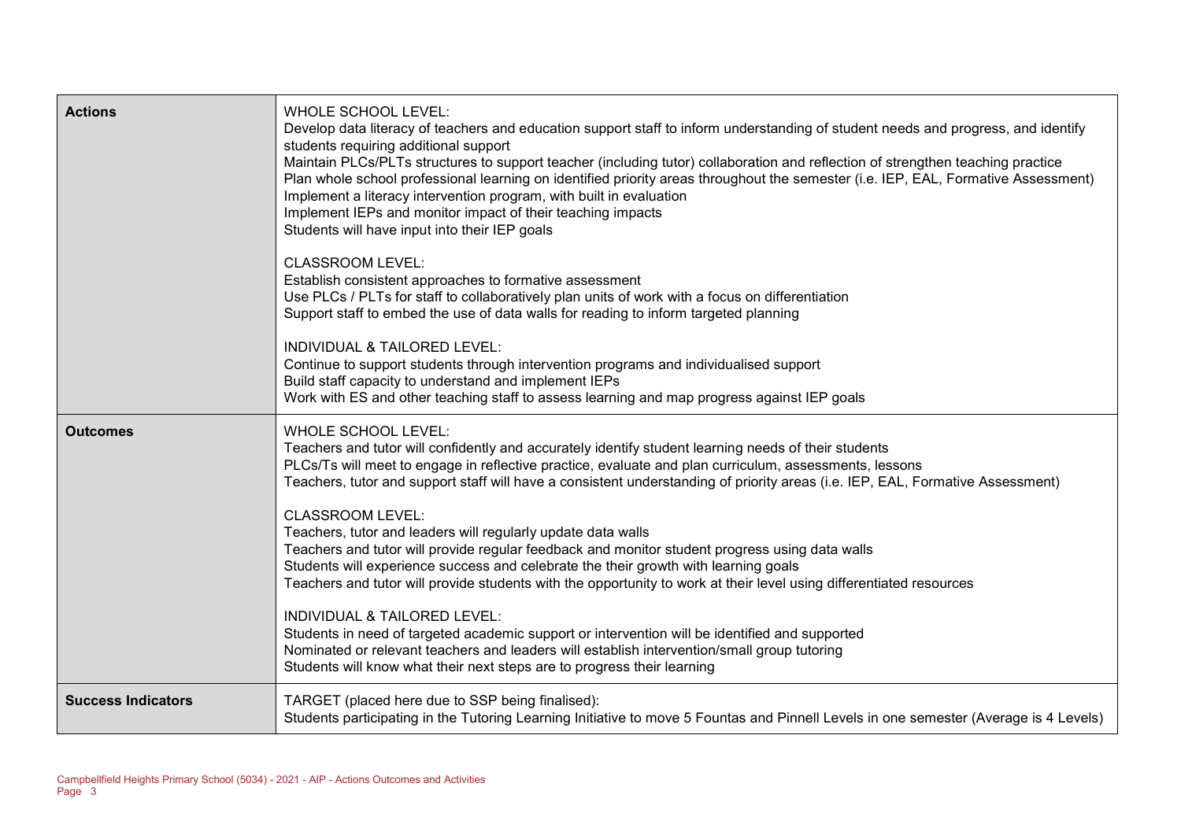| | |
|---|---|
| **Actions** | WHOLE SCHOOL LEVEL:<br>Develop data literacy of teachers and education support staff to inform understanding of student needs and progress, and identify students requiring additional support<br>Maintain PLCs/PLTs structures to support teacher (including tutor) collaboration and reflection of strengthen teaching practice<br>Plan whole school professional learning on identified priority areas throughout the semester (i.e. IEP, EAL, Formative Assessment)<br>Implement a literacy intervention program, with built in evaluation<br>Implement IEPs and monitor impact of their teaching impacts<br>Students will have input into their IEP goals<br><br>CLASSROOM LEVEL:<br>Establish consistent approaches to formative assessment<br>Use PLCs / PLTs for staff to collaboratively plan units of work with a focus on differentiation<br>Support staff to embed the use of data walls for reading to inform targeted planning<br><br>INDIVIDUAL & TAILORED LEVEL:<br>Continue to support students through intervention programs and individualised support<br>Build staff capacity to understand and implement IEPs<br>Work with ES and other teaching staff to assess learning and map progress against IEP goals |
| **Outcomes** | WHOLE SCHOOL LEVEL:<br>Teachers and tutor will confidently and accurately identify student learning needs of their students<br>PLCs/Ts will meet to engage in reflective practice, evaluate and plan curriculum, assessments, lessons<br>Teachers, tutor and support staff will have a consistent understanding of priority areas (i.e. IEP, EAL, Formative Assessment)<br><br>CLASSROOM LEVEL:<br>Teachers, tutor and leaders will regularly update data walls<br>Teachers and tutor will provide regular feedback and monitor student progress using data walls<br>Students will experience success and celebrate the their growth with learning goals<br>Teachers and tutor will provide students with the opportunity to work at their level using differentiated resources<br><br>INDIVIDUAL & TAILORED LEVEL:<br>Students in need of targeted academic support or intervention will be identified and supported<br>Nominated or relevant teachers and leaders will establish intervention/small group tutoring<br>Students will know what their next steps are to progress their learning |
| **Success Indicators** | TARGET (placed here due to SSP being finalised):<br>Students participating in the Tutoring Learning Initiative to move 5 Fountas and Pinnell Levels in one semester (Average is 4 Levels) |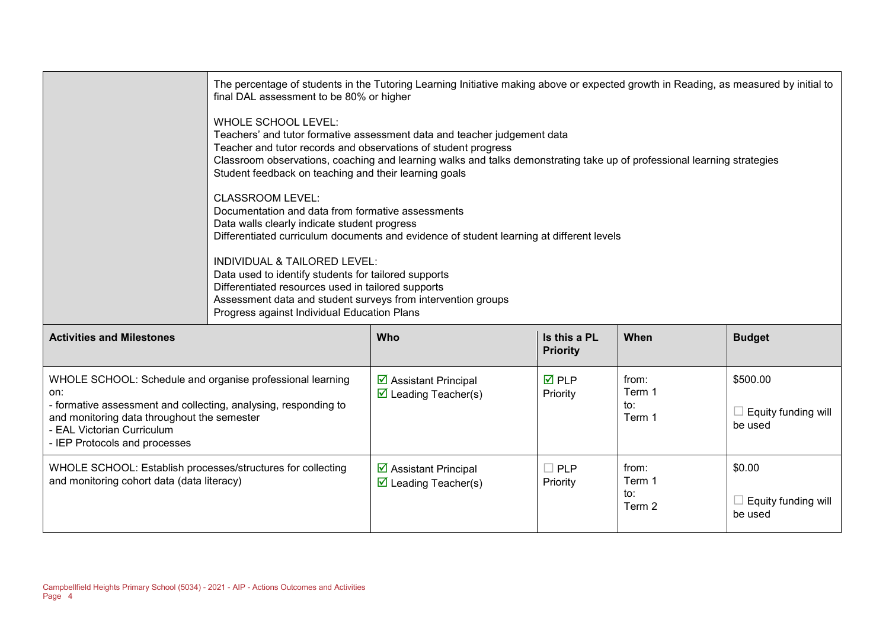| | |
|---|---|
| | The percentage of students in the Tutoring Learning Initiative making above or expected growth in Reading, as measured by initial to final DAL assessment to be 80% or higher<br><br>WHOLE SCHOOL LEVEL:<br>Teachers' and tutor formative assessment data and teacher judgement data<br>Teacher and tutor records and observations of student progress<br>Classroom observations, coaching and learning walks and talks demonstrating take up of professional learning strategies<br>Student feedback on teaching and their learning goals<br><br>CLASSROOM LEVEL:<br>Documentation and data from formative assessments<br>Data walls clearly indicate student progress<br>Differentiated curriculum documents and evidence of student learning at different levels<br><br>INDIVIDUAL & TAILORED LEVEL:<br>Data used to identify students for tailored supports<br>Differentiated resources used in tailored supports<br>Assessment data and student surveys from intervention groups<br>Progress against Individual Education Plans |

| Activities and Milestones | Who | Is this a PL Priority | When | Budget |
|---|---|---|---|---|
| WHOLE SCHOOL: Schedule and organise professional learning on:<br>- formative assessment and collecting, analysing, responding to and monitoring data throughout the semester<br>- EAL Victorian Curriculum<br>- IEP Protocols and processes | ☑ Assistant Principal<br>☑ Leading Teacher(s) | ☑ PLP Priority | from:<br>Term 1<br>to:<br>Term 1 | $500.00<br><br>☐ Equity funding will be used |
| WHOLE SCHOOL: Establish processes/structures for collecting and monitoring cohort data (data literacy) | ☑ Assistant Principal<br>☑ Leading Teacher(s) | ☐ PLP Priority | from:<br>Term 1<br>to:<br>Term 2 | $0.00<br><br>☐ Equity funding will be used |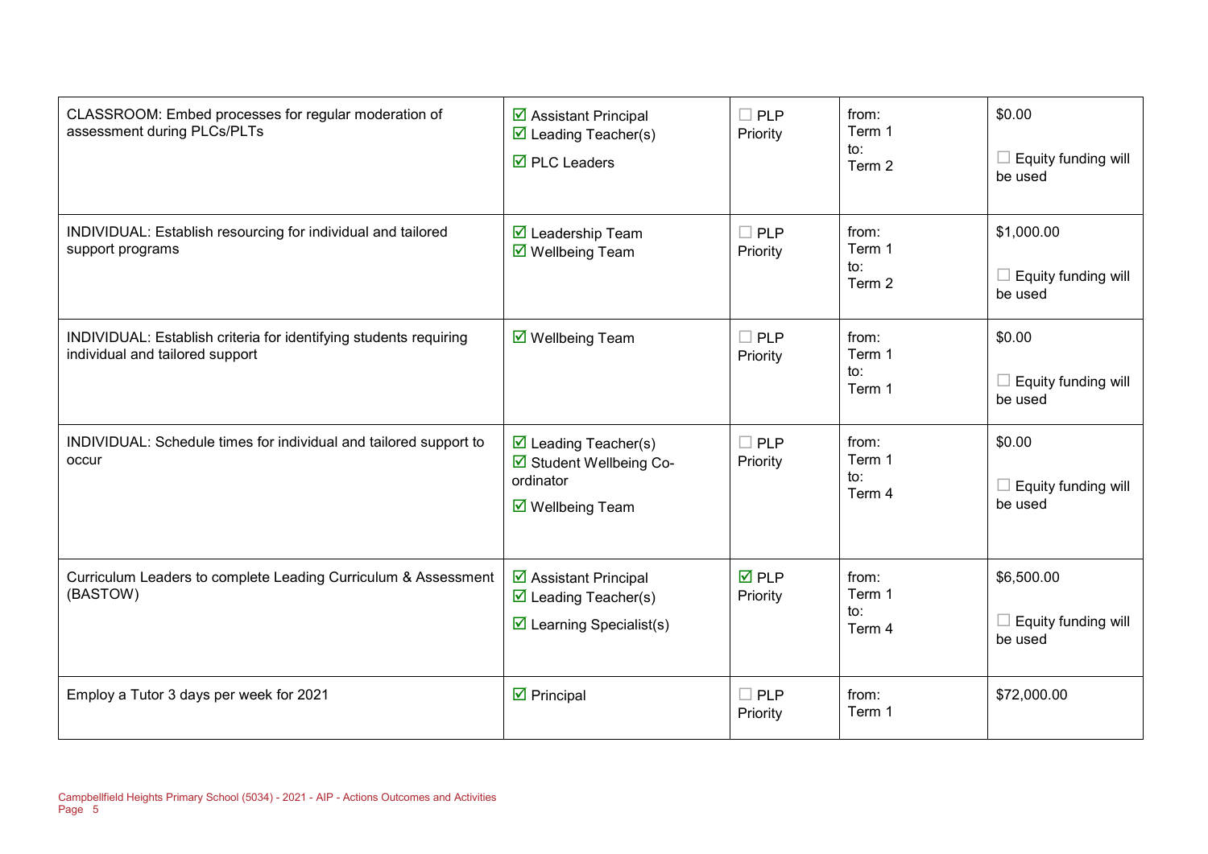| | | | | |
|---|---|---|---|---|
| CLASSROOM: Embed processes for regular moderation of assessment during PLCs/PLTs | ☑ Assistant Principal<br>☑ Leading Teacher(s)<br>☑ PLC Leaders | ☐ PLP Priority | from:<br>Term 1<br>to:<br>Term 2 | $0.00<br><br>☐ Equity funding will be used |
| INDIVIDUAL: Establish resourcing for individual and tailored support programs | ☑ Leadership Team<br>☑ Wellbeing Team | ☐ PLP Priority | from:<br>Term 1<br>to:<br>Term 2 | $1,000.00<br><br>☐ Equity funding will be used |
| INDIVIDUAL: Establish criteria for identifying students requiring individual and tailored support | ☑ Wellbeing Team | ☐ PLP Priority | from:<br>Term 1<br>to:<br>Term 1 | $0.00<br><br>☐ Equity funding will be used |
| INDIVIDUAL: Schedule times for individual and tailored support to occur | ☑ Leading Teacher(s)<br>☑ Student Wellbeing Co-ordinator<br>☑ Wellbeing Team | ☐ PLP Priority | from:<br>Term 1<br>to:<br>Term 4 | $0.00<br><br>☐ Equity funding will be used |
| Curriculum Leaders to complete Leading Curriculum & Assessment (BASTOW) | ☑ Assistant Principal<br>☑ Leading Teacher(s)<br>☑ Learning Specialist(s) | ☑ PLP Priority | from:<br>Term 1<br>to:<br>Term 4 | $6,500.00<br><br>☐ Equity funding will be used |
| Employ a Tutor 3 days per week for 2021 | ☑ Principal | ☐ PLP Priority | from:<br>Term 1 | $72,000.00 |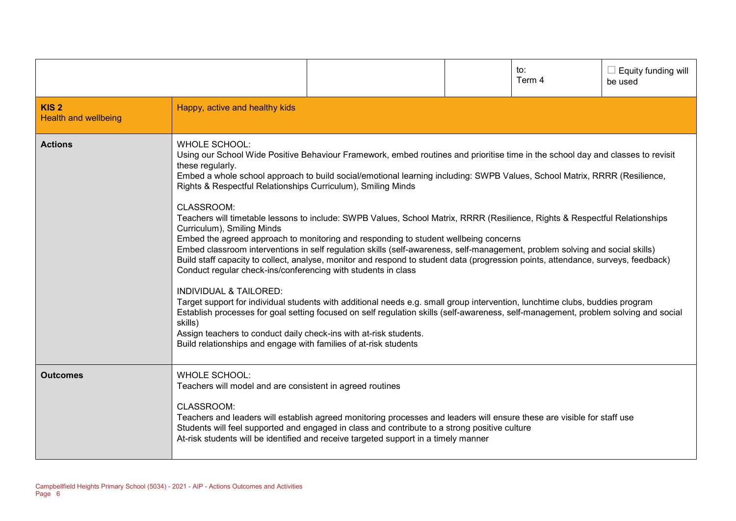| | | | to: Term 4 | ☐ Equity funding will be used |
|---|---|---|---|---|
| **KIS 2** Health and wellbeing | Happy, active and healthy kids | | | |
| **Actions** | WHOLE SCHOOL:<br>Using our School Wide Positive Behaviour Framework, embed routines and prioritise time in the school day and classes to revisit these regularly.<br>Embed a whole school approach to build social/emotional learning including: SWPB Values, School Matrix, RRRR (Resilience, Rights & Respectful Relationships Curriculum), Smiling Minds<br><br>CLASSROOM:<br>Teachers will timetable lessons to include: SWPB Values, School Matrix, RRRR (Resilience, Rights & Respectful Relationships Curriculum), Smiling Minds<br>Embed the agreed approach to monitoring and responding to student wellbeing concerns<br>Embed classroom interventions in self regulation skills (self-awareness, self-management, problem solving and social skills)<br>Build staff capacity to collect, analyse, monitor and respond to student data (progression points, attendance, surveys, feedback)<br>Conduct regular check-ins/conferencing with students in class<br><br>INDIVIDUAL & TAILORED:<br>Target support for individual students with additional needs e.g. small group intervention, lunchtime clubs, buddies program<br>Establish processes for goal setting focused on self regulation skills (self-awareness, self-management, problem solving and social skills)<br>Assign teachers to conduct daily check-ins with at-risk students.<br>Build relationships and engage with families of at-risk students | | | |
| **Outcomes** | WHOLE SCHOOL:<br>Teachers will model and are consistent in agreed routines<br><br>CLASSROOM:<br>Teachers and leaders will establish agreed monitoring processes and leaders will ensure these are visible for staff use<br>Students will feel supported and engaged in class and contribute to a strong positive culture<br>At-risk students will be identified and receive targeted support in a timely manner | | | |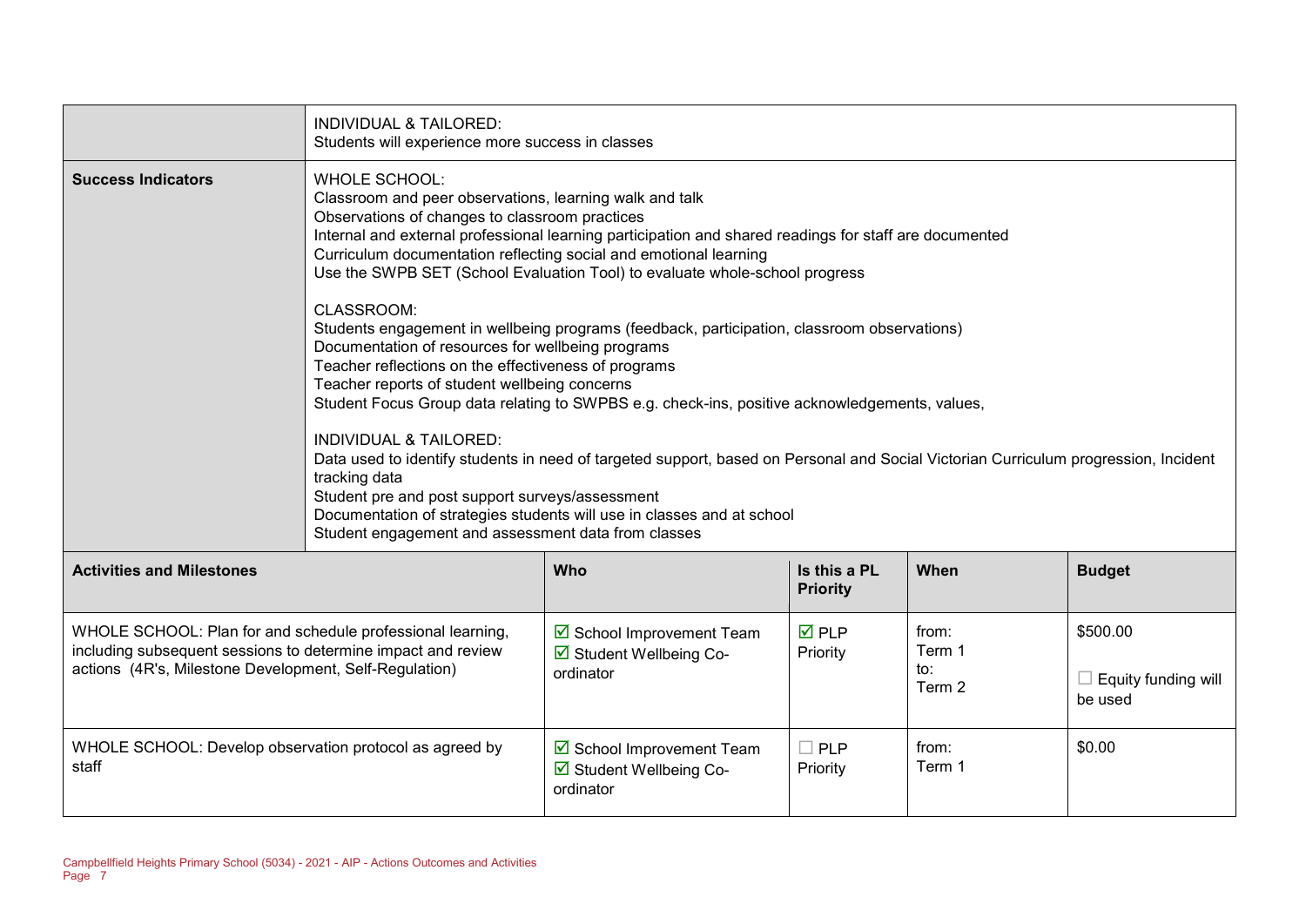| | INDIVIDUAL & TAILORED:<br>Students will experience more success in classes |
|---|---|
| **Success Indicators** | WHOLE SCHOOL:<br>Classroom and peer observations, learning walk and talk<br>Observations of changes to classroom practices<br>Internal and external professional learning participation and shared readings for staff are documented<br>Curriculum documentation reflecting social and emotional learning<br>Use the SWPB SET (School Evaluation Tool) to evaluate whole-school progress<br><br>CLASSROOM:<br>Students engagement in wellbeing programs (feedback, participation, classroom observations)<br>Documentation of resources for wellbeing programs<br>Teacher reflections on the effectiveness of programs<br>Teacher reports of student wellbeing concerns<br>Student Focus Group data relating to SWPBS e.g. check-ins, positive acknowledgements, values,<br><br>INDIVIDUAL & TAILORED:<br>Data used to identify students in need of targeted support, based on Personal and Social Victorian Curriculum progression, Incident tracking data<br>Student pre and post support surveys/assessment<br>Documentation of strategies students will use in classes and at school<br>Student engagement and assessment data from classes |

| **Activities and Milestones** | **Who** | **Is this a PL Priority** | **When** | **Budget** |
|---|---|---|---|---|
| WHOLE SCHOOL: Plan for and schedule professional learning, including subsequent sessions to determine impact and review actions (4R's, Milestone Development, Self-Regulation) | ☑ School Improvement Team<br>☑ Student Wellbeing Co-ordinator | ☑ PLP Priority | from:<br>Term 1<br>to:<br>Term 2 | $500.00<br><br>☐ Equity funding will be used |
| WHOLE SCHOOL: Develop observation protocol as agreed by staff | ☑ School Improvement Team<br>☑ Student Wellbeing Co-ordinator | ☐ PLP Priority | from:<br>Term 1 | $0.00 |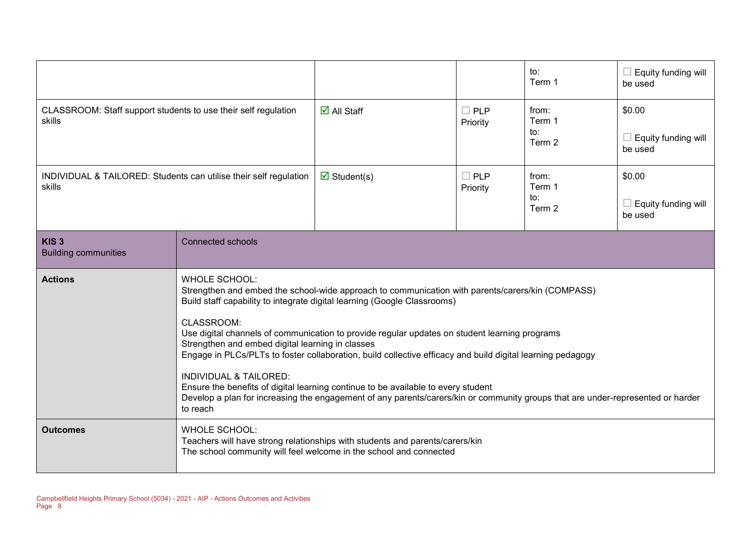| | | | | |
|---|---|---|---|---|
| | | | to:<br>Term 1 | ☐ Equity funding will be used |
| CLASSROOM: Staff support students to use their self regulation skills | ☑ All Staff | ☐ PLP Priority | from:<br>Term 1<br>to:<br>Term 2 | $0.00<br><br>☐ Equity funding will be used |
| INDIVIDUAL & TAILORED: Students can utilise their self regulation skills | ☑ Student(s) | ☐ PLP Priority | from:<br>Term 1<br>to:<br>Term 2 | $0.00<br><br>☐ Equity funding will be used |

| **KIS 3**<br>Building communities | Connected schools |
|---|---|
| **Actions** | WHOLE SCHOOL:<br>Strengthen and embed the school-wide approach to communication with parents/carers/kin (COMPASS)<br>Build staff capability to integrate digital learning (Google Classrooms)<br><br>CLASSROOM:<br>Use digital channels of communication to provide regular updates on student learning programs<br>Strengthen and embed digital learning in classes<br>Engage in PLCs/PLTs to foster collaboration, build collective efficacy and build digital learning pedagogy<br><br>INDIVIDUAL & TAILORED:<br>Ensure the benefits of digital learning continue to be available to every student<br>Develop a plan for increasing the engagement of any parents/carers/kin or community groups that are under-represented or harder to reach |
| **Outcomes** | WHOLE SCHOOL:<br>Teachers will have strong relationships with students and parents/carers/kin<br>The school community will feel welcome in the school and connected |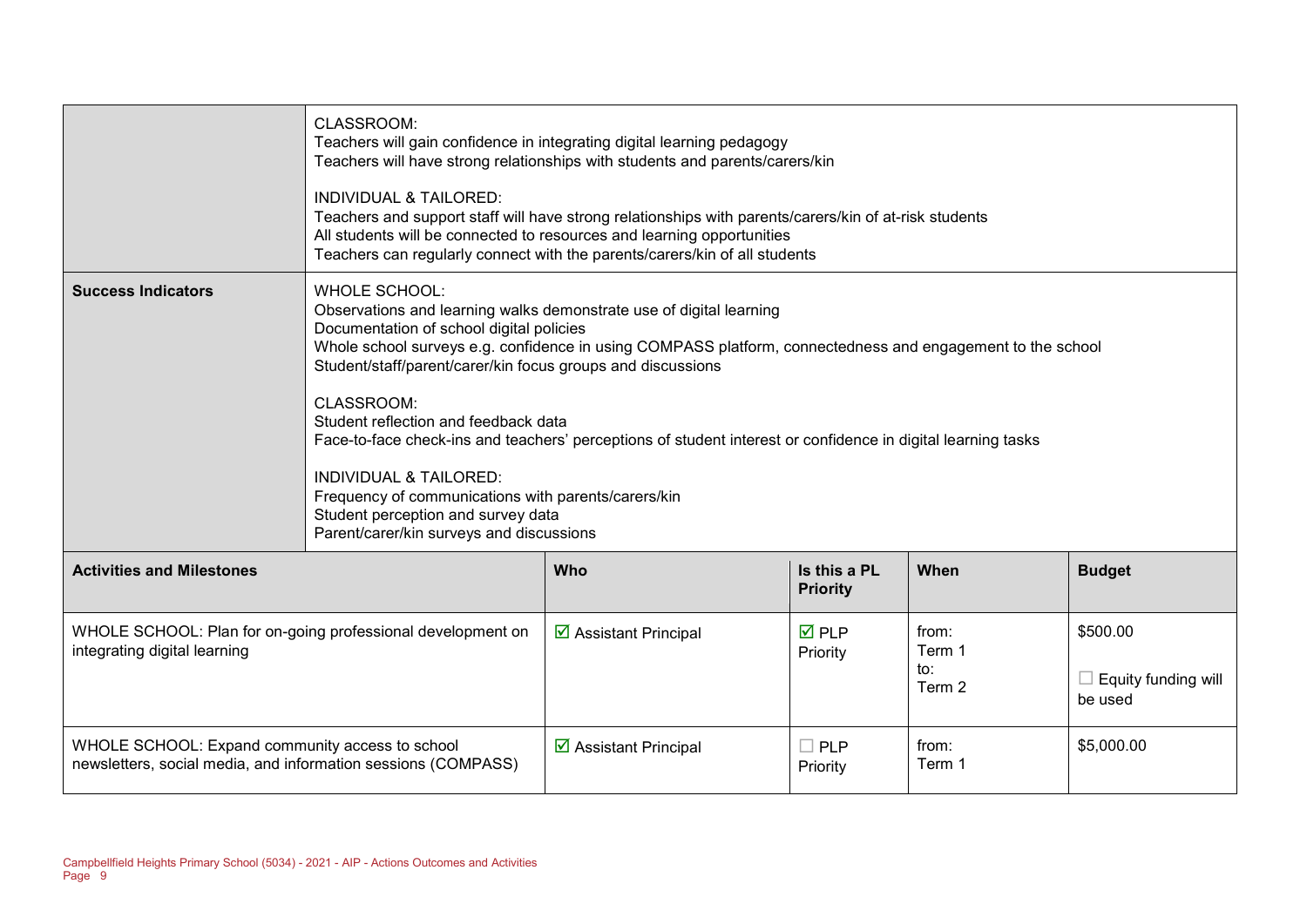| | |
|---|---|
| | CLASSROOM:<br>Teachers will gain confidence in integrating digital learning pedagogy<br>Teachers will have strong relationships with students and parents/carers/kin<br><br>INDIVIDUAL & TAILORED:<br>Teachers and support staff will have strong relationships with parents/carers/kin of at-risk students<br>All students will be connected to resources and learning opportunities<br>Teachers can regularly connect with the parents/carers/kin of all students |
| **Success Indicators** | WHOLE SCHOOL:<br>Observations and learning walks demonstrate use of digital learning<br>Documentation of school digital policies<br>Whole school surveys e.g. confidence in using COMPASS platform, connectedness and engagement to the school<br>Student/staff/parent/carer/kin focus groups and discussions<br><br>CLASSROOM:<br>Student reflection and feedback data<br>Face-to-face check-ins and teachers' perceptions of student interest or confidence in digital learning tasks<br><br>INDIVIDUAL & TAILORED:<br>Frequency of communications with parents/carers/kin<br>Student perception and survey data<br>Parent/carer/kin surveys and discussions |

| **Activities and Milestones** | **Who** | **Is this a PL Priority** | **When** | **Budget** |
|---|---|---|---|---|
| WHOLE SCHOOL: Plan for on-going professional development on integrating digital learning | ☑ Assistant Principal | ☑ PLP Priority | from: Term 1 to: Term 2 | $500.00<br><br>☐ Equity funding will be used |
| WHOLE SCHOOL: Expand community access to school newsletters, social media, and information sessions (COMPASS) | ☑ Assistant Principal | ☐ PLP Priority | from: Term 1 | $5,000.00 |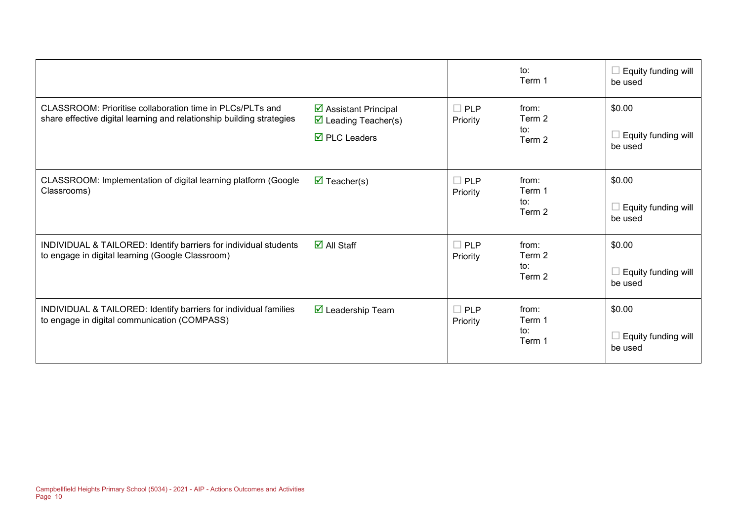| | | | to:<br>Term 1 | ☐ Equity funding will be used |
|---|---|---|---|---|
| CLASSROOM: Prioritise collaboration time in PLCs/PLTs and share effective digital learning and relationship building strategies | ☑ Assistant Principal<br>☑ Leading Teacher(s)<br>☑ PLC Leaders | ☐ PLP Priority | from:<br>Term 2<br>to:<br>Term 2 | $0.00<br><br>☐ Equity funding will be used |
| CLASSROOM: Implementation of digital learning platform (Google Classrooms) | ☑ Teacher(s) | ☐ PLP Priority | from:<br>Term 1<br>to:<br>Term 2 | $0.00<br><br>☐ Equity funding will be used |
| INDIVIDUAL & TAILORED: Identify barriers for individual students to engage in digital learning (Google Classroom) | ☑ All Staff | ☐ PLP Priority | from:<br>Term 2<br>to:<br>Term 2 | $0.00<br><br>☐ Equity funding will be used |
| INDIVIDUAL & TAILORED: Identify barriers for individual families to engage in digital communication (COMPASS) | ☑ Leadership Team | ☐ PLP Priority | from:<br>Term 1<br>to:<br>Term 1 | $0.00<br><br>☐ Equity funding will be used |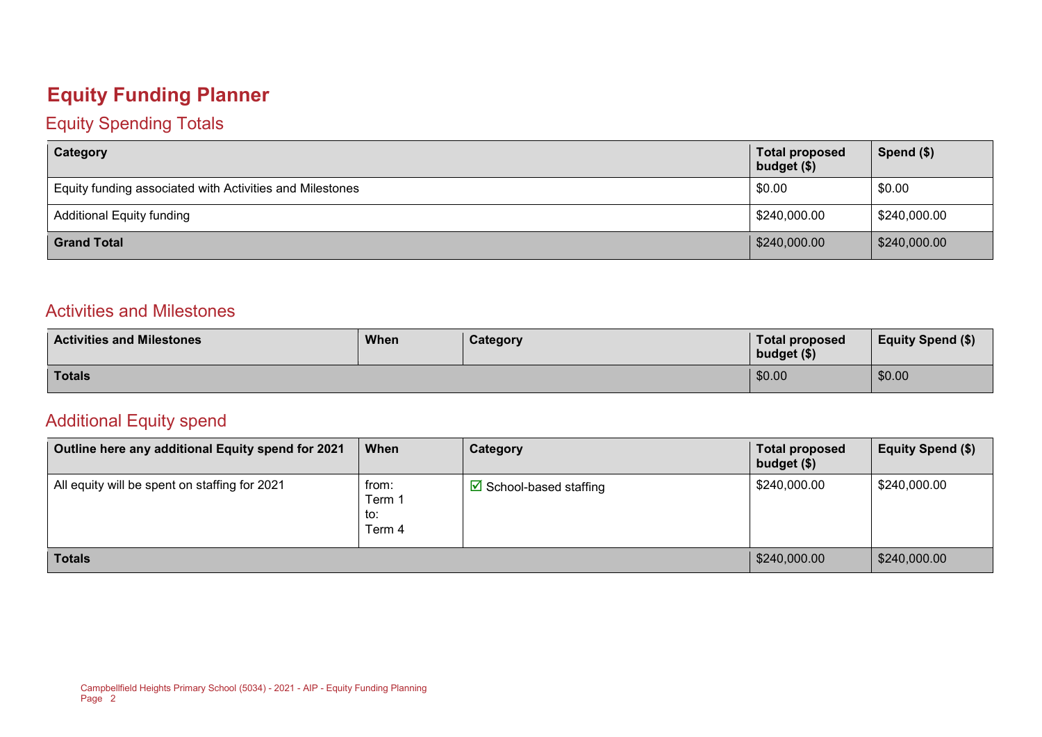# Equity Funding Planner

## Equity Spending Totals

| Category | Total proposed budget ($) | Spend ($) |
|---|---|---|
| Equity funding associated with Activities and Milestones | $0.00 | $0.00 |
| Additional Equity funding | $240,000.00 | $240,000.00 |
| **Grand Total** | $240,000.00 | $240,000.00 |

## Activities and Milestones

| Activities and Milestones | When | Category | Total proposed budget ($) | Equity Spend ($) |
|---|---|---|---|---|
| **Totals** | | | $0.00 | $0.00 |

## Additional Equity spend

| Outline here any additional Equity spend for 2021 | When | Category | Total proposed budget ($) | Equity Spend ($) |
|---|---|---|---|---|
| All equity will be spent on staffing for 2021 | from: Term 1 to: Term 4 | ☑ School-based staffing | $240,000.00 | $240,000.00 |
| **Totals** | | | $240,000.00 | $240,000.00 |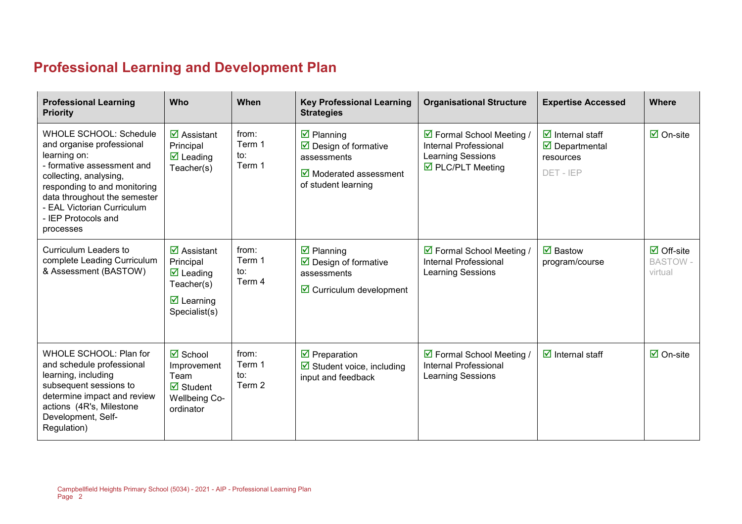# Professional Learning and Development Plan

| Professional Learning Priority | Who | When | Key Professional Learning Strategies | Organisational Structure | Expertise Accessed | Where |
| --- | --- | --- | --- | --- | --- | --- |
| WHOLE SCHOOL: Schedule and organise professional learning on:<br>- formative assessment and collecting, analysing, responding to and monitoring data throughout the semester<br>- EAL Victorian Curriculum<br>- IEP Protocols and processes | ☑ Assistant Principal<br>☑ Leading Teacher(s) | from: Term 1<br>to: Term 1 | ☑ Planning<br>☑ Design of formative assessments<br>☑ Moderated assessment of student learning | ☑ Formal School Meeting / Internal Professional Learning Sessions<br>☑ PLC/PLT Meeting | ☑ Internal staff<br>☑ Departmental resources<br>DET - IEP | ☑ On-site |
| Curriculum Leaders to complete Leading Curriculum & Assessment (BASTOW) | ☑ Assistant Principal<br>☑ Leading Teacher(s)<br>☑ Learning Specialist(s) | from: Term 1<br>to: Term 4 | ☑ Planning<br>☑ Design of formative assessments<br>☑ Curriculum development | ☑ Formal School Meeting / Internal Professional Learning Sessions | ☑ Bastow program/course | ☑ Off-site<br>BASTOW - virtual |
| WHOLE SCHOOL: Plan for and schedule professional learning, including subsequent sessions to determine impact and review actions (4R's, Milestone Development, Self-Regulation) | ☑ School Improvement Team<br>☑ Student Wellbeing Co-ordinator | from: Term 1<br>to: Term 2 | ☑ Preparation<br>☑ Student voice, including input and feedback | ☑ Formal School Meeting / Internal Professional Learning Sessions | ☑ Internal staff | ☑ On-site |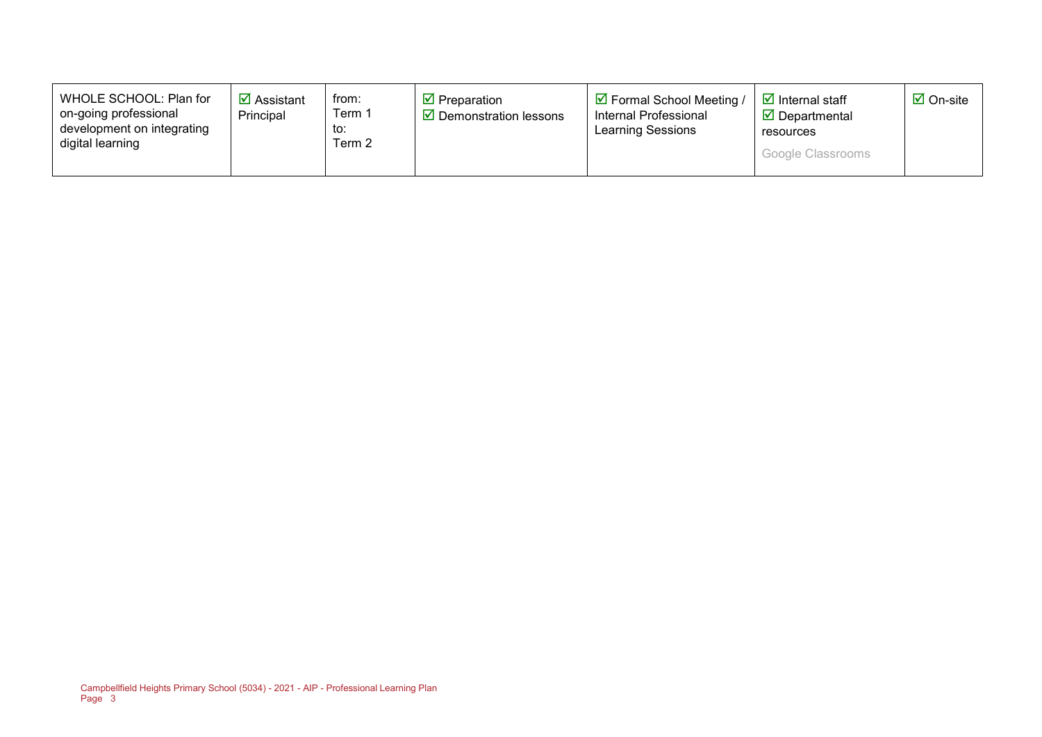| | | | | | | |
|---|---|---|---|---|---|---|
| WHOLE SCHOOL: Plan for on-going professional development on integrating digital learning | ☑ Assistant Principal | from: Term 1 to: Term 2 | ☑ Preparation ☑ Demonstration lessons | ☑ Formal School Meeting / Internal Professional Learning Sessions | ☑ Internal staff ☑ Departmental resources Google Classrooms | ☑ On-site |